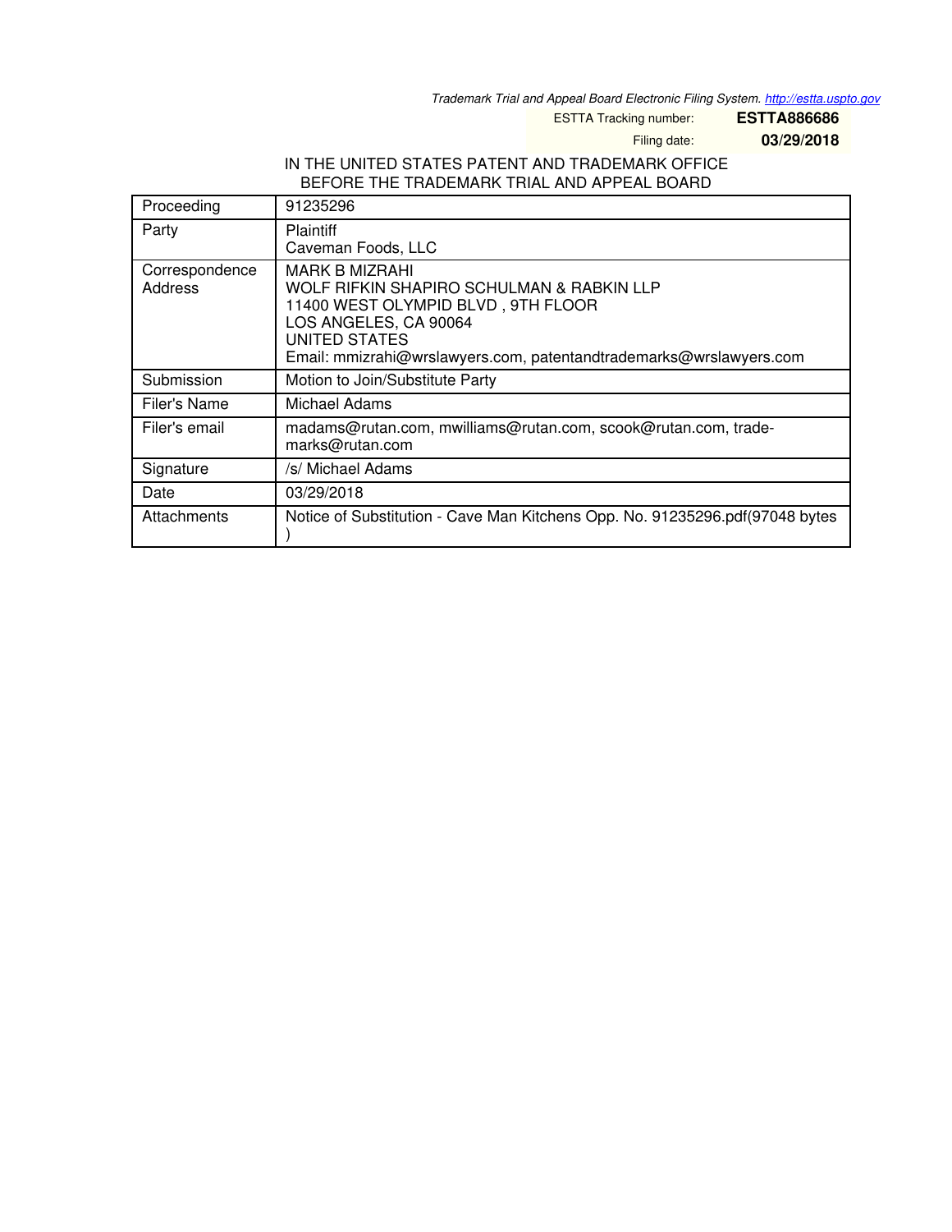*Trademark Trial and Appeal Board Electronic Filing System. http://estta.uspto.gov*

ESTTA Tracking number: **ESTTA886686**

Filing date: **03/29/2018**

IN THE UNITED STATES PATENT AND TRADEMARK OFFICE
BEFORE THE TRADEMARK TRIAL AND APPEAL BOARD

| | |
|---|---|
| Proceeding | 91235296 |
| Party | Plaintiff<br>Caveman Foods, LLC |
| Correspondence Address | MARK B MIZRAHI<br>WOLF RIFKIN SHAPIRO SCHULMAN & RABKIN LLP<br>11400 WEST OLYMPID BLVD , 9TH FLOOR<br>LOS ANGELES, CA 90064<br>UNITED STATES<br>Email: mmizrahi@wrslawyers.com, patentandtrademarks@wrslawyers.com |
| Submission | Motion to Join/Substitute Party |
| Filer's Name | Michael Adams |
| Filer's email | madams@rutan.com, mwilliams@rutan.com, scook@rutan.com, trademarks@rutan.com |
| Signature | /s/ Michael Adams |
| Date | 03/29/2018 |
| Attachments | Notice of Substitution - Cave Man Kitchens Opp. No. 91235296.pdf(97048 bytes ) |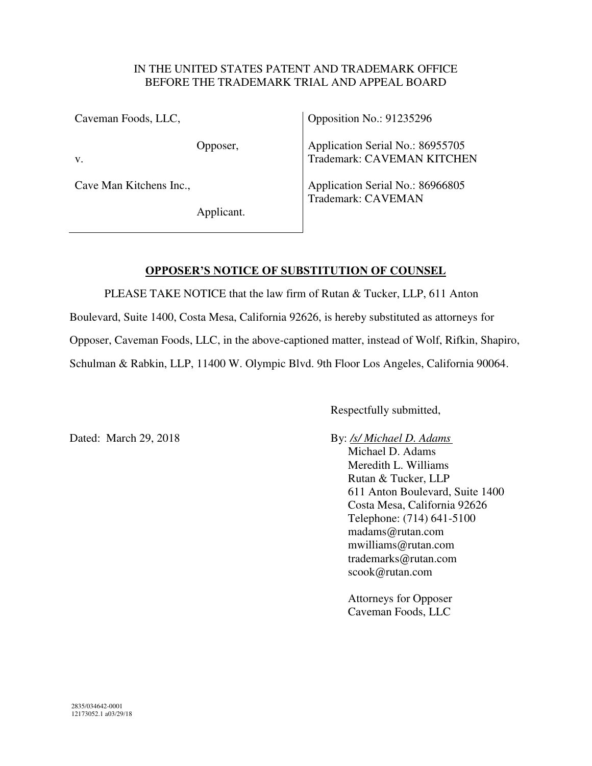IN THE UNITED STATES PATENT AND TRADEMARK OFFICE
BEFORE THE TRADEMARK TRIAL AND APPEAL BOARD

| | |
|---|---|
| Caveman Foods, LLC,<br><br>Opposer,<br><br>v.<br><br>Cave Man Kitchens Inc.,<br><br>Applicant. | Opposition No.: 91235296<br><br>Application Serial No.: 86955705<br>Trademark: CAVEMAN KITCHEN<br><br>Application Serial No.: 86966805<br>Trademark: CAVEMAN |

**OPPOSER'S NOTICE OF SUBSTITUTION OF COUNSEL**

PLEASE TAKE NOTICE that the law firm of Rutan & Tucker, LLP, 611 Anton Boulevard, Suite 1400, Costa Mesa, California 92626, is hereby substituted as attorneys for Opposer, Caveman Foods, LLC, in the above-captioned matter, instead of Wolf, Rifkin, Shapiro, Schulman & Rabkin, LLP, 11400 W. Olympic Blvd. 9th Floor Los Angeles, California 90064.

Respectfully submitted,

Dated: March 29, 2018

By: */s/ Michael D. Adams*
Michael D. Adams
Meredith L. Williams
Rutan & Tucker, LLP
611 Anton Boulevard, Suite 1400
Costa Mesa, California 92626
Telephone: (714) 641-5100
madams@rutan.com
mwilliams@rutan.com
trademarks@rutan.com
scook@rutan.com

Attorneys for Opposer
Caveman Foods, LLC

2835/034642-0001
12173052.1 a03/29/18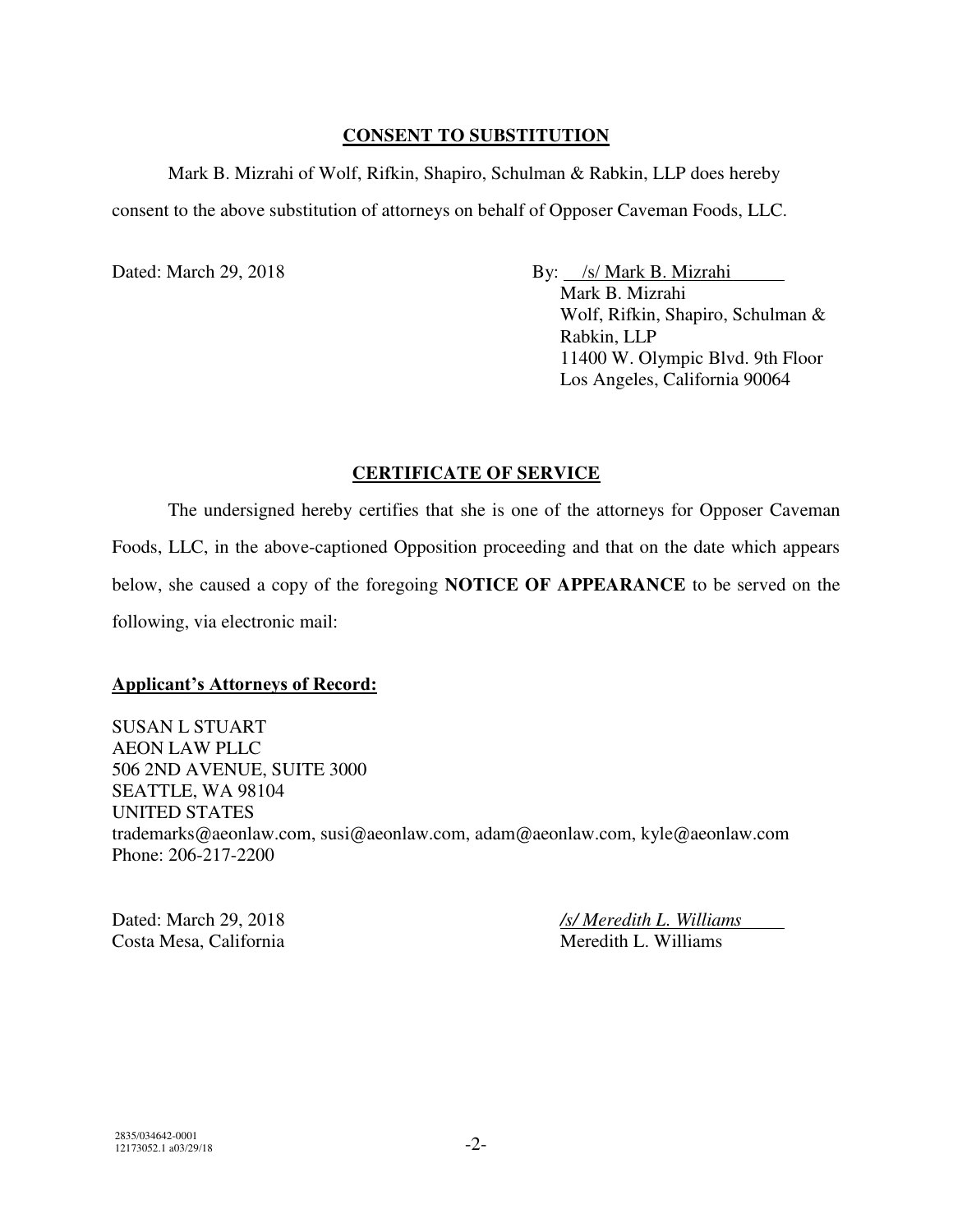## CONSENT TO SUBSTITUTION

Mark B. Mizrahi of Wolf, Rifkin, Shapiro, Schulman & Rabkin, LLP does hereby consent to the above substitution of attorneys on behalf of Opposer Caveman Foods, LLC.

Dated: March 29, 2018

By: /s/ Mark B. Mizrahi
Mark B. Mizrahi
Wolf, Rifkin, Shapiro, Schulman & Rabkin, LLP
11400 W. Olympic Blvd. 9th Floor
Los Angeles, California 90064

## CERTIFICATE OF SERVICE

The undersigned hereby certifies that she is one of the attorneys for Opposer Caveman Foods, LLC, in the above-captioned Opposition proceeding and that on the date which appears below, she caused a copy of the foregoing **NOTICE OF APPEARANCE** to be served on the following, via electronic mail:

**Applicant's Attorneys of Record:**

SUSAN L STUART
AEON LAW PLLC
506 2ND AVENUE, SUITE 3000
SEATTLE, WA 98104
UNITED STATES
trademarks@aeonlaw.com, susi@aeonlaw.com, adam@aeonlaw.com, kyle@aeonlaw.com
Phone: 206-217-2200

Dated: March 29, 2018
Costa Mesa, California

*/s/ Meredith L. Williams*
Meredith L. Williams

2835/034642-0001
12173052.1 a03/29/18